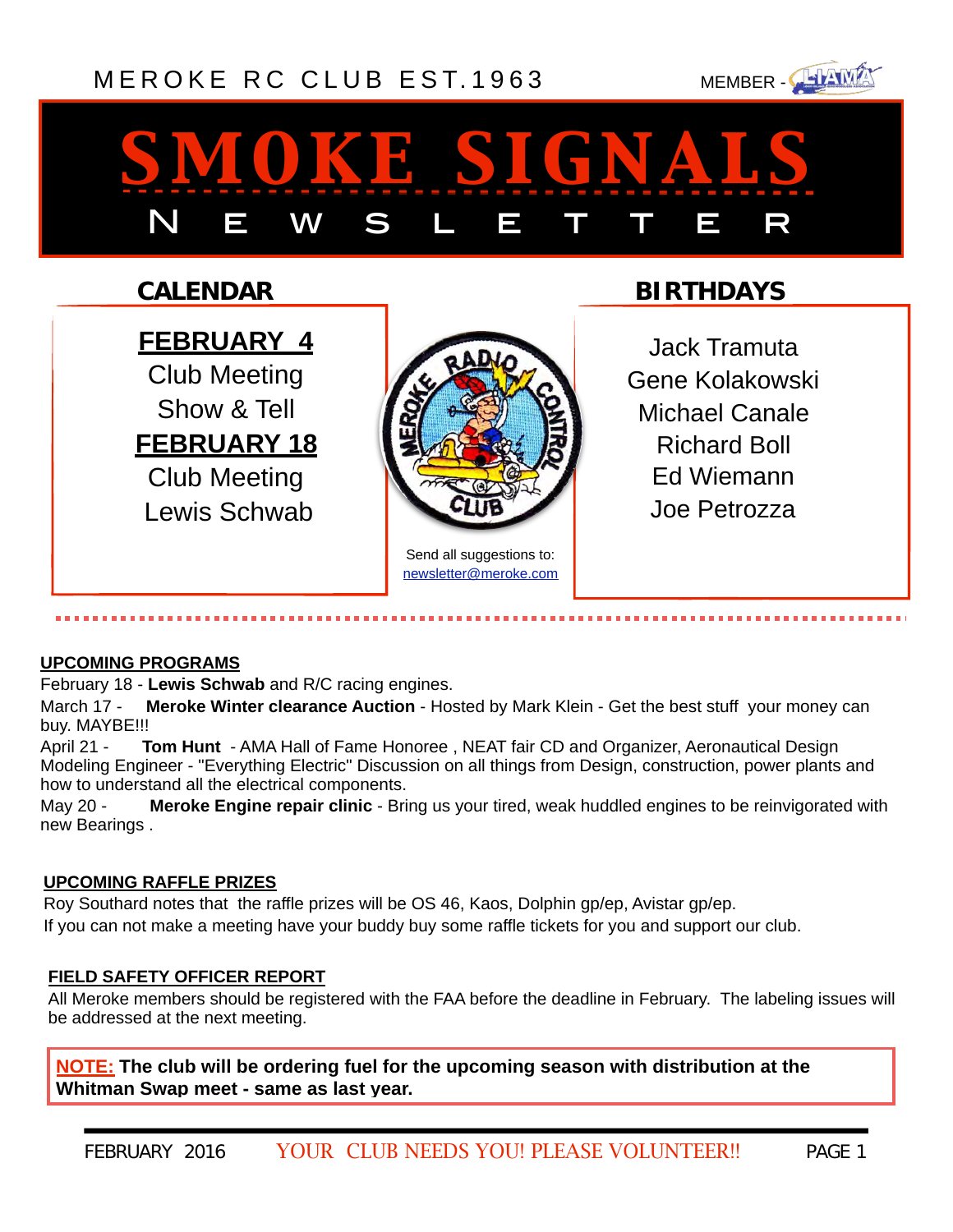MEROKE RC CLUB EST.1963

MEMBER - LIAMA

# SMOKE SIGNALS

## NEWSLETTER

### CALENDAR

**FEBRUARY 4**
Club Meeting
Show & Tell

**FEBRUARY 18**
Club Meeting
Lewis Schwab

### BIRTHDAYS

Jack Tramuta
Gene Kolakowski
Michael Canale
Richard Boll
Ed Wiemann
Joe Petrozza

Send all suggestions to: newsletter@meroke.com

**UPCOMING PROGRAMS**

February 18 - **Lewis Schwab** and R/C racing engines.

March 17 - **Meroke Winter clearance Auction** - Hosted by Mark Klein - Get the best stuff your money can buy. MAYBE!!!

April 21 - **Tom Hunt** - AMA Hall of Fame Honoree , NEAT fair CD and Organizer, Aeronautical Design Modeling Engineer - "Everything Electric" Discussion on all things from Design, construction, power plants and how to understand all the electrical components.

May 20 - **Meroke Engine repair clinic** - Bring us your tired, weak huddled engines to be reinvigorated with new Bearings .

**UPCOMING RAFFLE PRIZES**

Roy Southard notes that the raffle prizes will be OS 46, Kaos, Dolphin gp/ep, Avistar gp/ep.
If you can not make a meeting have your buddy buy some raffle tickets for you and support our club.

**FIELD SAFETY OFFICER REPORT**

All Meroke members should be registered with the FAA before the deadline in February. The labeling issues will be addressed at the next meeting.

**NOTE: The club will be ordering fuel for the upcoming season with distribution at the Whitman Swap meet - same as last year.**

FEBRUARY 2016 YOUR CLUB NEEDS YOU! PLEASE VOLUNTEER!!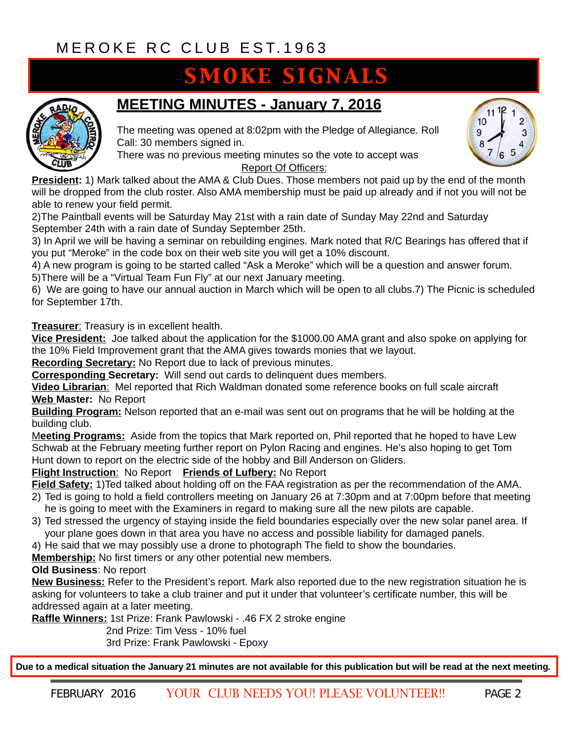MEROKE RC CLUB EST.1963

# SMOKE SIGNALS

## MEETING MINUTES - January 7, 2016

The meeting was opened at 8:02pm with the Pledge of Allegiance. Roll Call: 30 members signed in.
There was no previous meeting minutes so the vote to accept was

Report Of Officers:

**President:** 1) Mark talked about the AMA & Club Dues. Those members not paid up by the end of the month will be dropped from the club roster. Also AMA membership must be paid up already and if not you will not be able to renew your field permit.
2)The Paintball events will be Saturday May 21st with a rain date of Sunday May 22nd and Saturday September 24th with a rain date of Sunday September 25th.
3) In April we will be having a seminar on rebuilding engines. Mark noted that R/C Bearings has offered that if you put "Meroke" in the code box on their web site you will get a 10% discount.
4) A new program is going to be started called "Ask a Meroke" which will be a question and answer forum.
5)There will be a "Virtual Team Fun Fly" at our next January meeting.
6) We are going to have our annual auction in March which will be open to all clubs.7) The Picnic is scheduled for September 17th.

**Treasurer**: Treasury is in excellent health.
**Vice President:** Joe talked about the application for the $1000.00 AMA grant and also spoke on applying for the 10% Field Improvement grant that the AMA gives towards monies that we layout.
**Recording Secretary:** No Report due to lack of previous minutes.
**Corresponding Secretary:** Will send out cards to delinquent dues members.
**Video Librarian**: Mel reported that Rich Waldman donated some reference books on full scale aircraft
**Web Master:** No Report
**Building Program:** Nelson reported that an e-mail was sent out on programs that he will be holding at the building club.
**Meeting Programs:** Aside from the topics that Mark reported on, Phil reported that he hoped to have Lew Schwab at the February meeting further report on Pylon Racing and engines. He's also hoping to get Tom Hunt down to report on the electric side of the hobby and Bill Anderson on Gliders.
**Flight Instruction**: No Report **Friends of Lufbery:** No Report
**Field Safety:** 1)Ted talked about holding off on the FAA registration as per the recommendation of the AMA.
2) Ted is going to hold a field controllers meeting on January 26 at 7:30pm and at 7:00pm before that meeting he is going to meet with the Examiners in regard to making sure all the new pilots are capable.
3) Ted stressed the urgency of staying inside the field boundaries especially over the new solar panel area. If your plane goes down in that area you have no access and possible liability for damaged panels.
4) He said that we may possibly use a drone to photograph The field to show the boundaries.
**Membership:** No first timers or any other potential new members.
**Old Business**: No report
**New Business:** Refer to the President's report. Mark also reported due to the new registration situation he is asking for volunteers to take a club trainer and put it under that volunteer's certificate number, this will be addressed again at a later meeting.
**Raffle Winners:** 1st Prize: Frank Pawlowski - .46 FX 2 stroke engine
2nd Prize: Tim Vess - 10% fuel
3rd Prize: Frank Pawlowski - Epoxy

**Due to a medical situation the January 21 minutes are not available for this publication but will be read at the next meeting.**

YOUR CLUB NEEDS YOU! PLEASE VOLUNTEER!!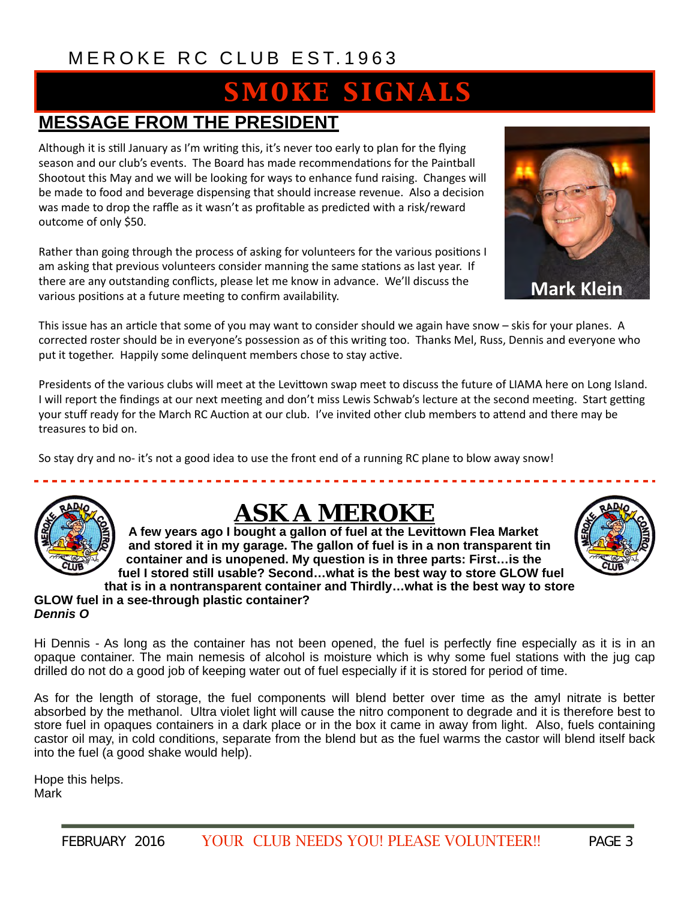MEROKE RC CLUB EST.1963

# SMOKE SIGNALS

## MESSAGE FROM THE PRESIDENT

Although it is still January as I'm writing this, it's never too early to plan for the flying season and our club's events. The Board has made recommendations for the Paintball Shootout this May and we will be looking for ways to enhance fund raising. Changes will be made to food and beverage dispensing that should increase revenue. Also a decision was made to drop the raffle as it wasn't as profitable as predicted with a risk/reward outcome of only $50.

Mark Klein

Rather than going through the process of asking for volunteers for the various positions I am asking that previous volunteers consider manning the same stations as last year. If there are any outstanding conflicts, please let me know in advance. We'll discuss the various positions at a future meeting to confirm availability.

This issue has an article that some of you may want to consider should we again have snow – skis for your planes. A corrected roster should be in everyone's possession as of this writing too. Thanks Mel, Russ, Dennis and everyone who put it together. Happily some delinquent members chose to stay active.

Presidents of the various clubs will meet at the Levittown swap meet to discuss the future of LIAMA here on Long Island. I will report the findings at our next meeting and don't miss Lewis Schwab's lecture at the second meeting. Start getting your stuff ready for the March RC Auction at our club. I've invited other club members to attend and there may be treasures to bid on.

So stay dry and no- it's not a good idea to use the front end of a running RC plane to blow away snow!

## ASK A MEROKE

**A few years ago I bought a gallon of fuel at the Levittown Flea Market and stored it in my garage. The gallon of fuel is in a non transparent tin container and is unopened. My question is in three parts: First…is the fuel I stored still usable? Second…what is the best way to store GLOW fuel that is in a nontransparent container and Thirdly…what is the best way to store GLOW fuel in a see-through plastic container?**
***Dennis O***

Hi Dennis - As long as the container has not been opened, the fuel is perfectly fine especially as it is in an opaque container. The main nemesis of alcohol is moisture which is why some fuel stations with the jug cap drilled do not do a good job of keeping water out of fuel especially if it is stored for period of time.

As for the length of storage, the fuel components will blend better over time as the amyl nitrate is better absorbed by the methanol. Ultra violet light will cause the nitro component to degrade and it is therefore best to store fuel in opaques containers in a dark place or in the box it came in away from light. Also, fuels containing castor oil may, in cold conditions, separate from the blend but as the fuel warms the castor will blend itself back into the fuel (a good shake would help).

Hope this helps.
Mark

FEBRUARY 2016 YOUR CLUB NEEDS YOU! PLEASE VOLUNTEER!!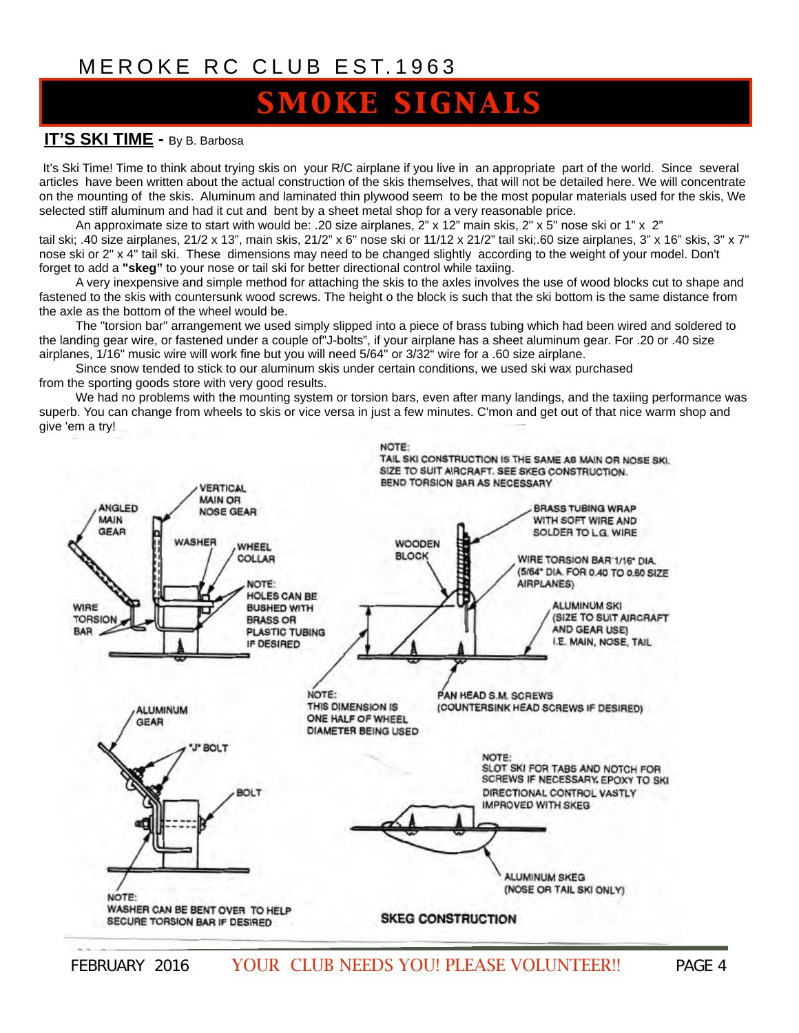MEROKE RC CLUB EST.1963

# SMOKE SIGNALS

## IT'S SKI TIME - By B. Barbosa

It's Ski Time! Time to think about trying skis on your R/C airplane if you live in an appropriate part of the world. Since several articles have been written about the actual construction of the skis themselves, that will not be detailed here. We will concentrate on the mounting of the skis. Aluminum and laminated thin plywood seem to be the most popular materials used for the skis, We selected stiff aluminum and had it cut and bent by a sheet metal shop for a very reasonable price.

An approximate size to start with would be: .20 size airplanes, 2" x 12" main skis, 2" x 5" nose ski or 1" x 2" tail ski; .40 size airplanes, 21/2 x 13", main skis, 21/2" x 6" nose ski or 11/12 x 21/2" tail ski;.60 size airplanes, 3" x 16" skis, 3" x 7" nose ski or 2" x 4" tail ski. These dimensions may need to be changed slightly according to the weight of your model. Don't forget to add a **"skeg"** to your nose or tail ski for better directional control while taxiing.

A very inexpensive and simple method for attaching the skis to the axles involves the use of wood blocks cut to shape and fastened to the skis with countersunk wood screws. The height o the block is such that the ski bottom is the same distance from the axle as the bottom of the wheel would be.

The "torsion bar" arrangement we used simply slipped into a piece of brass tubing which had been wired and soldered to the landing gear wire, or fastened under a couple of"J-bolts", if your airplane has a sheet aluminum gear. For .20 or .40 size airplanes, 1/16" music wire will work fine but you will need 5/64" or 3/32" wire for a .60 size airplane.

Since snow tended to stick to our aluminum skis under certain conditions, we used ski wax purchased from the sporting goods store with very good results.

We had no problems with the mounting system or torsion bars, even after many landings, and the taxiing performance was superb. You can change from wheels to skis or vice versa in just a few minutes. C'mon and get out of that nice warm shop and give 'em a try!

NOTE: TAIL SKI CONSTRUCTION IS THE SAME AS MAIN OR NOSE SKI. SIZE TO SUIT AIRCRAFT. SEE SKEG CONSTRUCTION. BEND TORSION BAR AS NECESSARY

VERTICAL MAIN OR NOSE GEAR

ANGLED MAIN GEAR

WASHER

WHEEL COLLAR

NOTE: HOLES CAN BE BUSHED WITH BRASS OR PLASTIC TUBING IF DESIRED

WIRE TORSION BAR

WOODEN BLOCK

BRASS TUBING WRAP WITH SOFT WIRE AND SOLDER TO L.G. WIRE

WIRE TORSION BAR 1/16" DIA. (5/64" DIA. FOR 0.40 TO 0.60 SIZE AIRPLANES)

ALUMINUM SKI (SIZE TO SUIT AIRCRAFT AND GEAR USE) I.E. MAIN, NOSE, TAIL

NOTE: THIS DIMENSION IS ONE HALF OF WHEEL DIAMETER BEING USED

PAN HEAD S.M. SCREWS (COUNTERSINK HEAD SCREWS IF DESIRED)

ALUMINUM GEAR

"J" BOLT

BOLT

NOTE: WASHER CAN BE BENT OVER TO HELP SECURE TORSION BAR IF DESIRED

NOTE: SLOT SKI FOR TABS AND NOTCH FOR SCREWS IF NECESSARY. EPOXY TO SKI DIRECTIONAL CONTROL VASTLY IMPROVED WITH SKEG

ALUMINUM SKEG (NOSE OR TAIL SKI ONLY)

SKEG CONSTRUCTION

FEBRUARY 2016 YOUR CLUB NEEDS YOU! PLEASE VOLUNTEER!!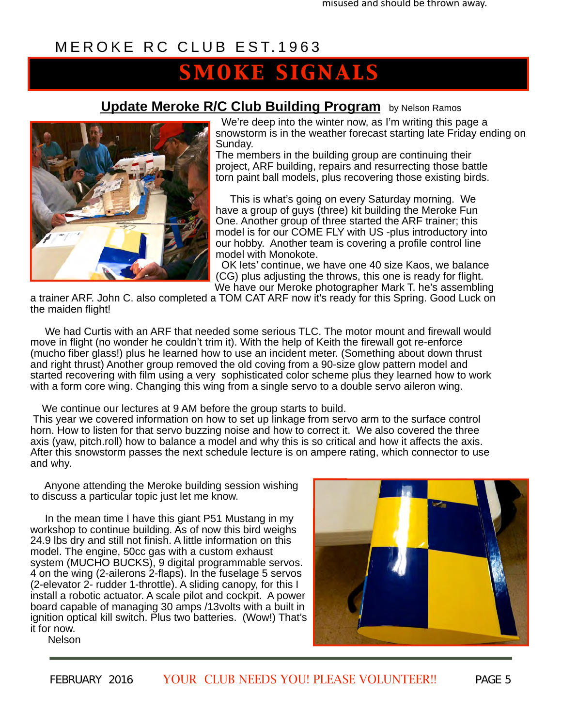misused and should be thrown away.

MEROKE RC CLUB EST.1963

# SMOKE SIGNALS

## Update Meroke R/C Club Building Program

by Nelson Ramos

We're deep into the winter now, as I'm writing this page a snowstorm is in the weather forecast starting late Friday ending on Sunday.
The members in the building group are continuing their project, ARF building, repairs and resurrecting those battle torn paint ball models, plus recovering those existing birds.

This is what's going on every Saturday morning. We have a group of guys (three) kit building the Meroke Fun One. Another group of three started the ARF trainer; this model is for our COME FLY with US -plus introductory into our hobby. Another team is covering a profile control line model with Monokote.
OK lets' continue, we have one 40 size Kaos, we balance (CG) plus adjusting the throws, this one is ready for flight. We have our Meroke photographer Mark T. he's assembling a trainer ARF. John C. also completed a TOM CAT ARF now it's ready for this Spring. Good Luck on the maiden flight!

We had Curtis with an ARF that needed some serious TLC. The motor mount and firewall would move in flight (no wonder he couldn't trim it). With the help of Keith the firewall got re-enforce (mucho fiber glass!) plus he learned how to use an incident meter. (Something about down thrust and right thrust) Another group removed the old coving from a 90-size glow pattern model and started recovering with film using a very sophisticated color scheme plus they learned how to work with a form core wing. Changing this wing from a single servo to a double servo aileron wing.

We continue our lectures at 9 AM before the group starts to build.
This year we covered information on how to set up linkage from servo arm to the surface control horn. How to listen for that servo buzzing noise and how to correct it. We also covered the three axis (yaw, pitch.roll) how to balance a model and why this is so critical and how it affects the axis. After this snowstorm passes the next schedule lecture is on ampere rating, which connector to use and why.

Anyone attending the Meroke building session wishing to discuss a particular topic just let me know.

In the mean time I have this giant P51 Mustang in my workshop to continue building. As of now this bird weighs 24.9 lbs dry and still not finish. A little information on this model. The engine, 50cc gas with a custom exhaust system (MUCHO BUCKS), 9 digital programmable servos. 4 on the wing (2-ailerons 2-flaps). In the fuselage 5 servos (2-elevator 2- rudder 1-throttle). A sliding canopy, for this I install a robotic actuator. A scale pilot and cockpit. A power board capable of managing 30 amps /13volts with a built in ignition optical kill switch. Plus two batteries. (Wow!) That's it for now.

Nelson

FEBRUARY 2016 YOUR CLUB NEEDS YOU! PLEASE VOLUNTEER!!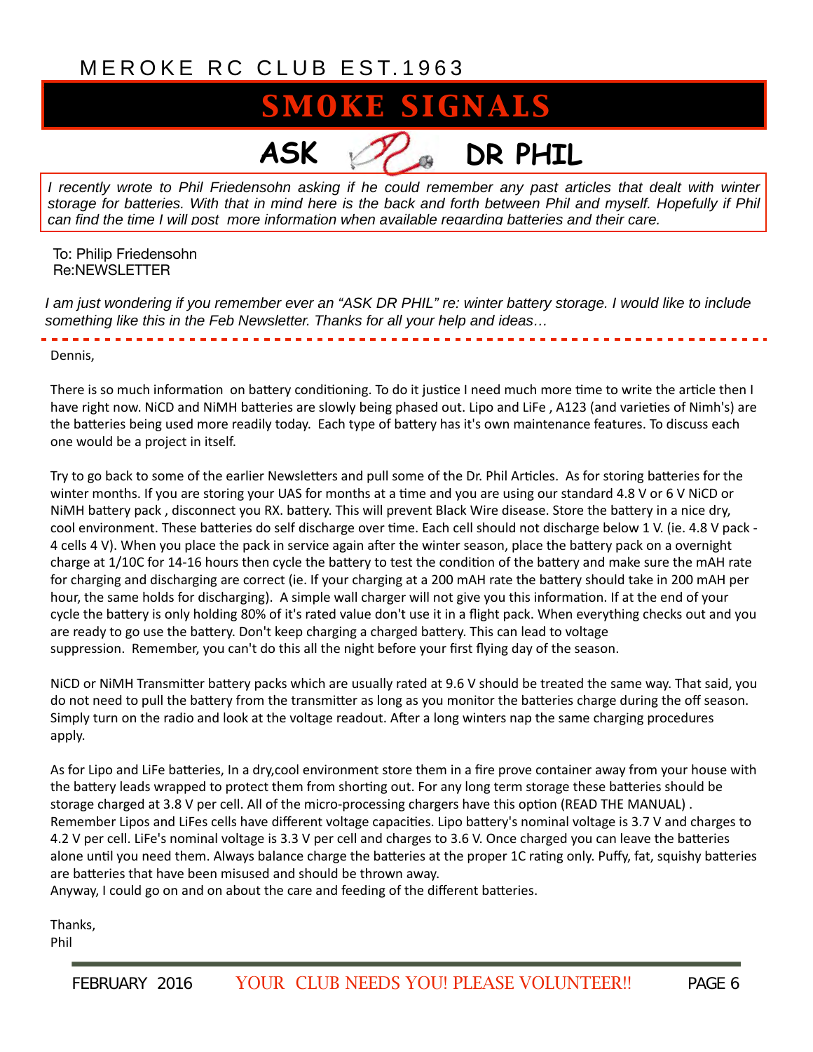# ASK DR PHIL

*I recently wrote to Phil Friedensohn asking if he could remember any past articles that dealt with winter storage for batteries. With that in mind here is the back and forth between Phil and myself. Hopefully if Phil can find the time I will post more information when available regarding batteries and their care.*

To: Philip Friedensohn
Re:NEWSLETTER

*I am just wondering if you remember ever an "ASK DR PHIL" re: winter battery storage. I would like to include something like this in the Feb Newsletter. Thanks for all your help and ideas…*

---

Dennis,

There is so much information on battery conditioning. To do it justice I need much more time to write the article then I have right now. NiCD and NiMH batteries are slowly being phased out. Lipo and LiFe , A123 (and varieties of Nimh's) are the batteries being used more readily today. Each type of battery has it's own maintenance features. To discuss each one would be a project in itself.

Try to go back to some of the earlier Newsletters and pull some of the Dr. Phil Articles. As for storing batteries for the winter months. If you are storing your UAS for months at a time and you are using our standard 4.8 V or 6 V NiCD or NiMH battery pack , disconnect you RX. battery. This will prevent Black Wire disease. Store the battery in a nice dry, cool environment. These batteries do self discharge over time. Each cell should not discharge below 1 V. (ie. 4.8 V pack - 4 cells 4 V). When you place the pack in service again after the winter season, place the battery pack on a overnight charge at 1/10C for 14-16 hours then cycle the battery to test the condition of the battery and make sure the mAH rate for charging and discharging are correct (ie. If your charging at a 200 mAH rate the battery should take in 200 mAH per hour, the same holds for discharging). A simple wall charger will not give you this information. If at the end of your cycle the battery is only holding 80% of it's rated value don't use it in a flight pack. When everything checks out and you are ready to go use the battery. Don't keep charging a charged battery. This can lead to voltage suppression. Remember, you can't do this all the night before your first flying day of the season.

NiCD or NiMH Transmitter battery packs which are usually rated at 9.6 V should be treated the same way. That said, you do not need to pull the battery from the transmitter as long as you monitor the batteries charge during the off season. Simply turn on the radio and look at the voltage readout. After a long winters nap the same charging procedures apply.

As for Lipo and LiFe batteries, In a dry,cool environment store them in a fire prove container away from your house with the battery leads wrapped to protect them from shorting out. For any long term storage these batteries should be storage charged at 3.8 V per cell. All of the micro-processing chargers have this option (READ THE MANUAL) . Remember Lipos and LiFes cells have different voltage capacities. Lipo battery's nominal voltage is 3.7 V and charges to 4.2 V per cell. LiFe's nominal voltage is 3.3 V per cell and charges to 3.6 V. Once charged you can leave the batteries alone until you need them. Always balance charge the batteries at the proper 1C rating only. Puffy, fat, squishy batteries are batteries that have been misused and should be thrown away.
Anyway, I could go on and on about the care and feeding of the different batteries.

Thanks,
Phil

YOUR CLUB NEEDS YOU! PLEASE VOLUNTEER!!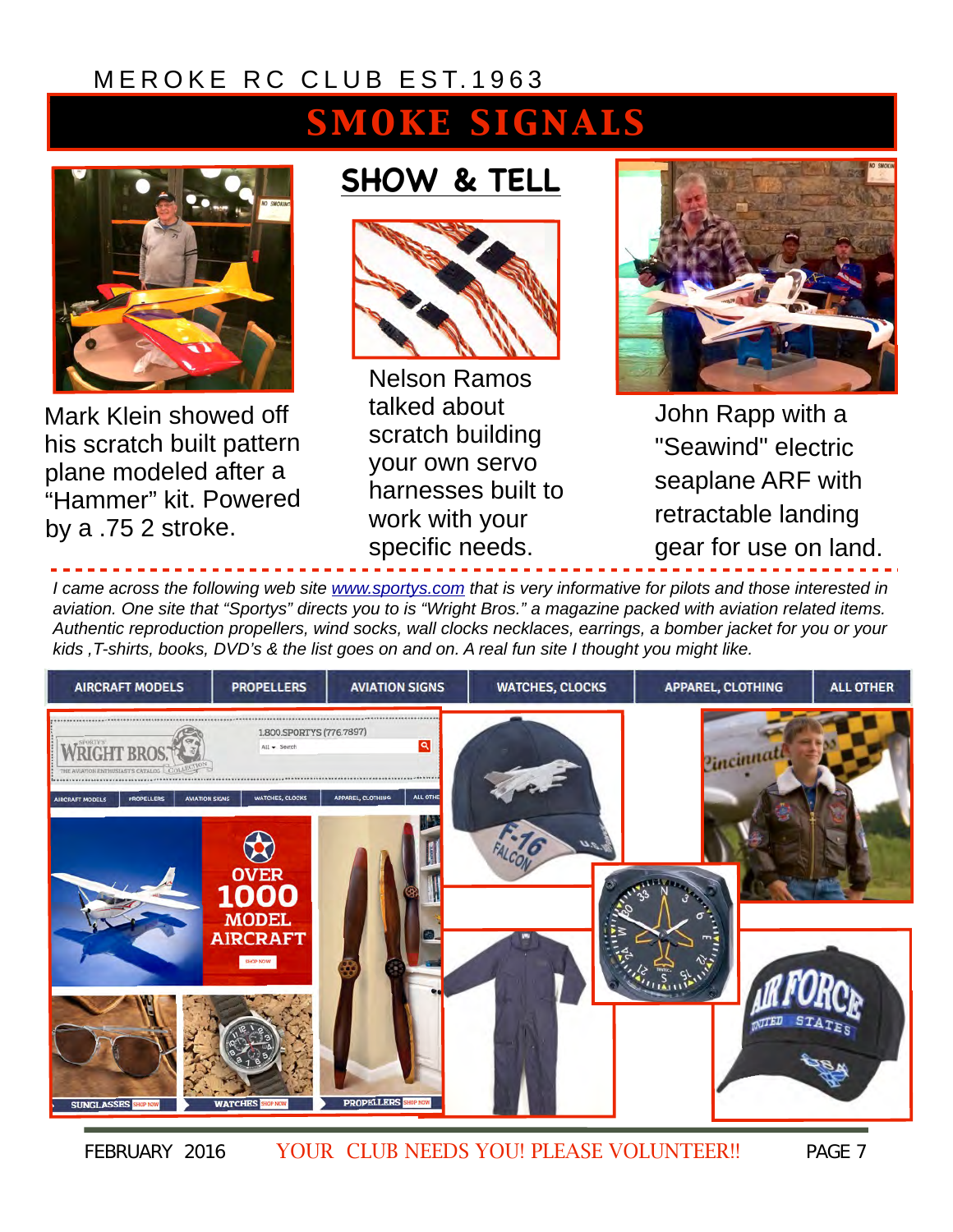MEROKE RC CLUB EST.1963

# SMOKE SIGNALS

## SHOW & TELL

Mark Klein showed off his scratch built pattern plane modeled after a “Hammer” kit. Powered by a .75 2 stroke.

Nelson Ramos talked about scratch building your own servo harnesses built to work with your specific needs.

John Rapp with a "Seawind" electric seaplane ARF with retractable landing gear for use on land.

*I came across the following web site www.sportys.com that is very informative for pilots and those interested in aviation. One site that “Sportys” directs you to is “Wright Bros.” a magazine packed with aviation related items. Authentic reproduction propellers, wind socks, wall clocks necklaces, earrings, a bomber jacket for you or your kids ,T-shirts, books, DVD’s & the list goes on and on. A real fun site I thought you might like.*

AIRCRAFT MODELS | PROPELLERS | AVIATION SIGNS | WATCHES, CLOCKS | APPAREL, CLOTHING | ALL OTHER

YOUR CLUB NEEDS YOU! PLEASE VOLUNTEER!!